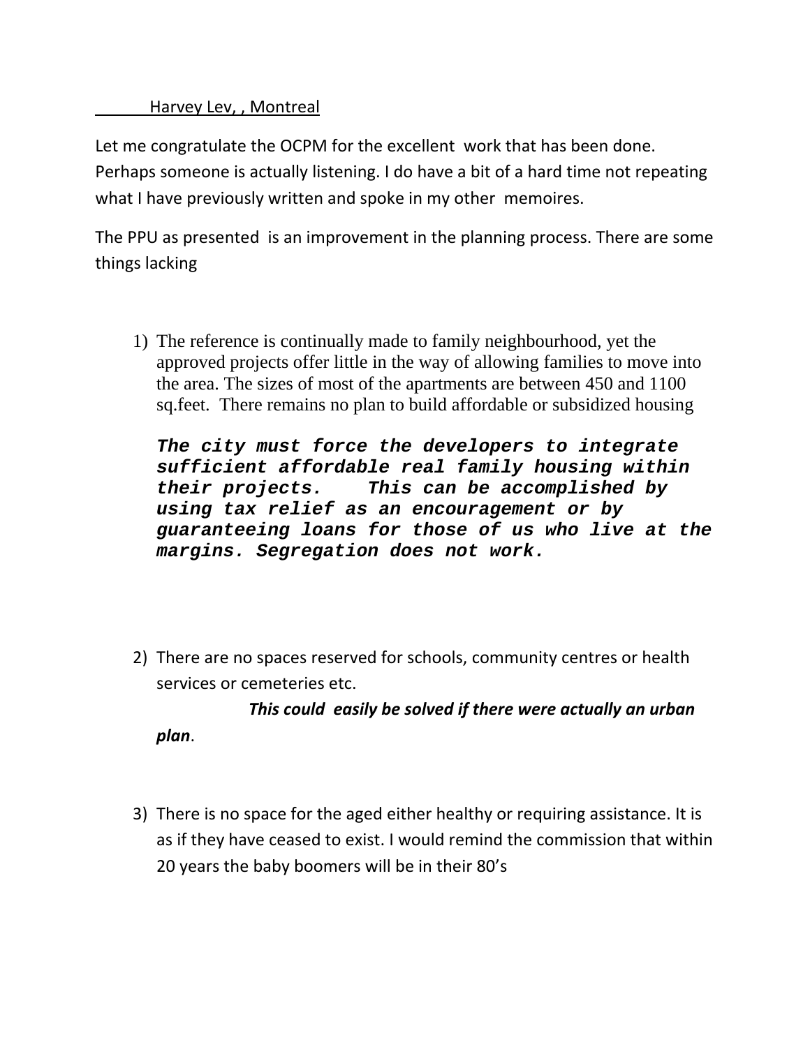Harvey Lev, , Montreal

Let me congratulate the OCPM for the excellent work that has been done. Perhaps someone is actually listening. I do have a bit of a hard time not repeating what I have previously written and spoke in my other memoires.

The PPU as presented is an improvement in the planning process. There are some things lacking

1) The reference is continually made to family neighbourhood, yet the approved projects offer little in the way of allowing families to move into the area. The sizes of most of the apartments are between 450 and 1100 sq.feet. There remains no plan to build affordable or subsidized housing

   ***The city must force the developers to integrate sufficient affordable real family housing within their projects. This can be accomplished by using tax relief as an encouragement or by guaranteeing loans for those of us who live at the margins. Segregation does not work.***

2) There are no spaces reserved for schools, community centres or health services or cemeteries etc.

   ***This could easily be solved if there were actually an urban plan***.

3) There is no space for the aged either healthy or requiring assistance. It is as if they have ceased to exist. I would remind the commission that within 20 years the baby boomers will be in their 80's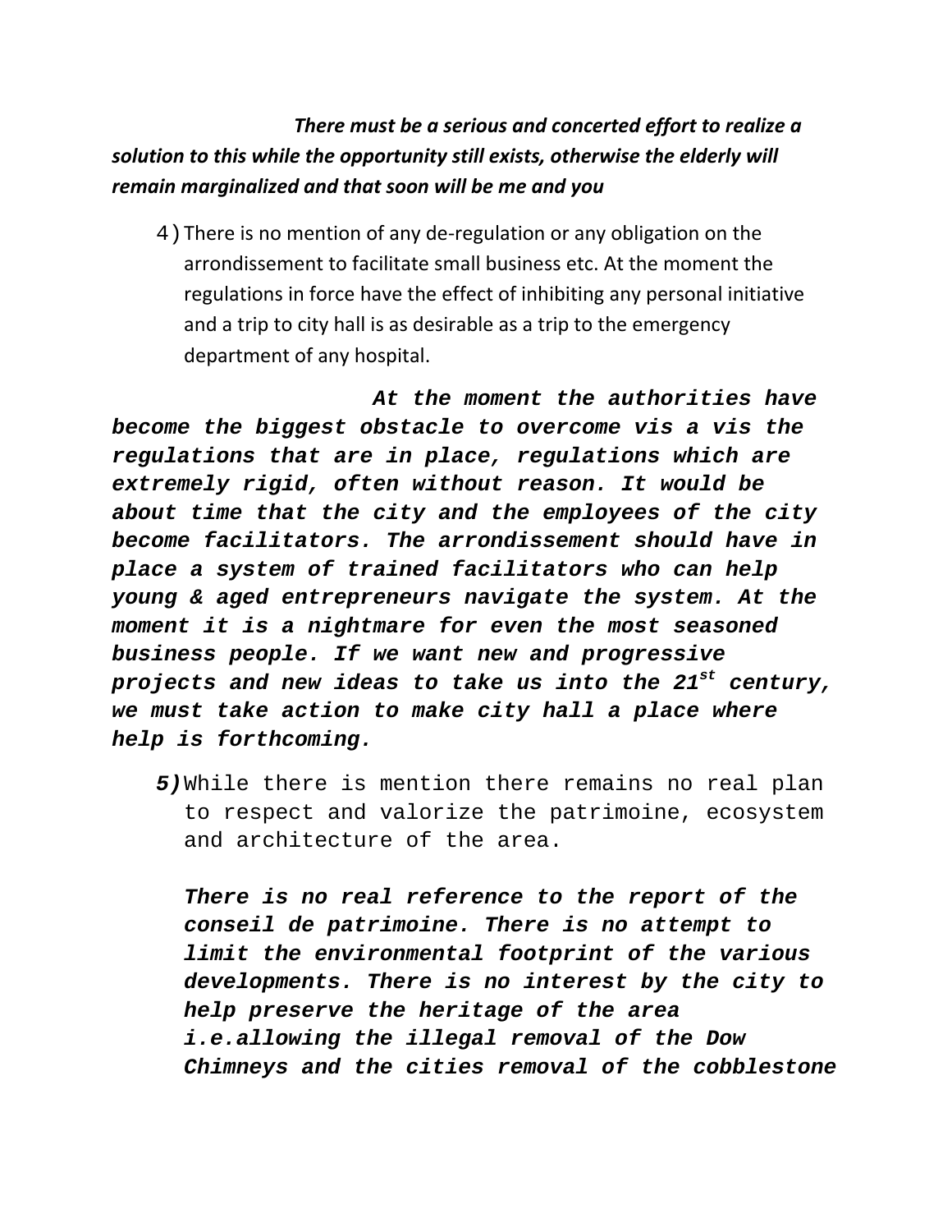***There must be a serious and concerted effort to realize a solution to this while the opportunity still exists, otherwise the elderly will remain marginalized and that soon will be me and you***

4) There is no mention of any de-regulation or any obligation on the arrondissement to facilitate small business etc. At the moment the regulations in force have the effect of inhibiting any personal initiative and a trip to city hall is as desirable as a trip to the emergency department of any hospital.

***At the moment the authorities have become the biggest obstacle to overcome vis a vis the regulations that are in place, regulations which are extremely rigid, often without reason. It would be about time that the city and the employees of the city become facilitators. The arrondissement should have in place a system of trained facilitators who can help young & aged entrepreneurs navigate the system. At the moment it is a nightmare for even the most seasoned business people. If we want new and progressive projects and new ideas to take us into the 21st century, we must take action to make city hall a place where help is forthcoming.***

***5)*** While there is mention there remains no real plan to respect and valorize the patrimoine, ecosystem and architecture of the area.

***There is no real reference to the report of the conseil de patrimoine. There is no attempt to limit the environmental footprint of the various developments. There is no interest by the city to help preserve the heritage of the area i.e.allowing the illegal removal of the Dow Chimneys and the cities removal of the cobblestone***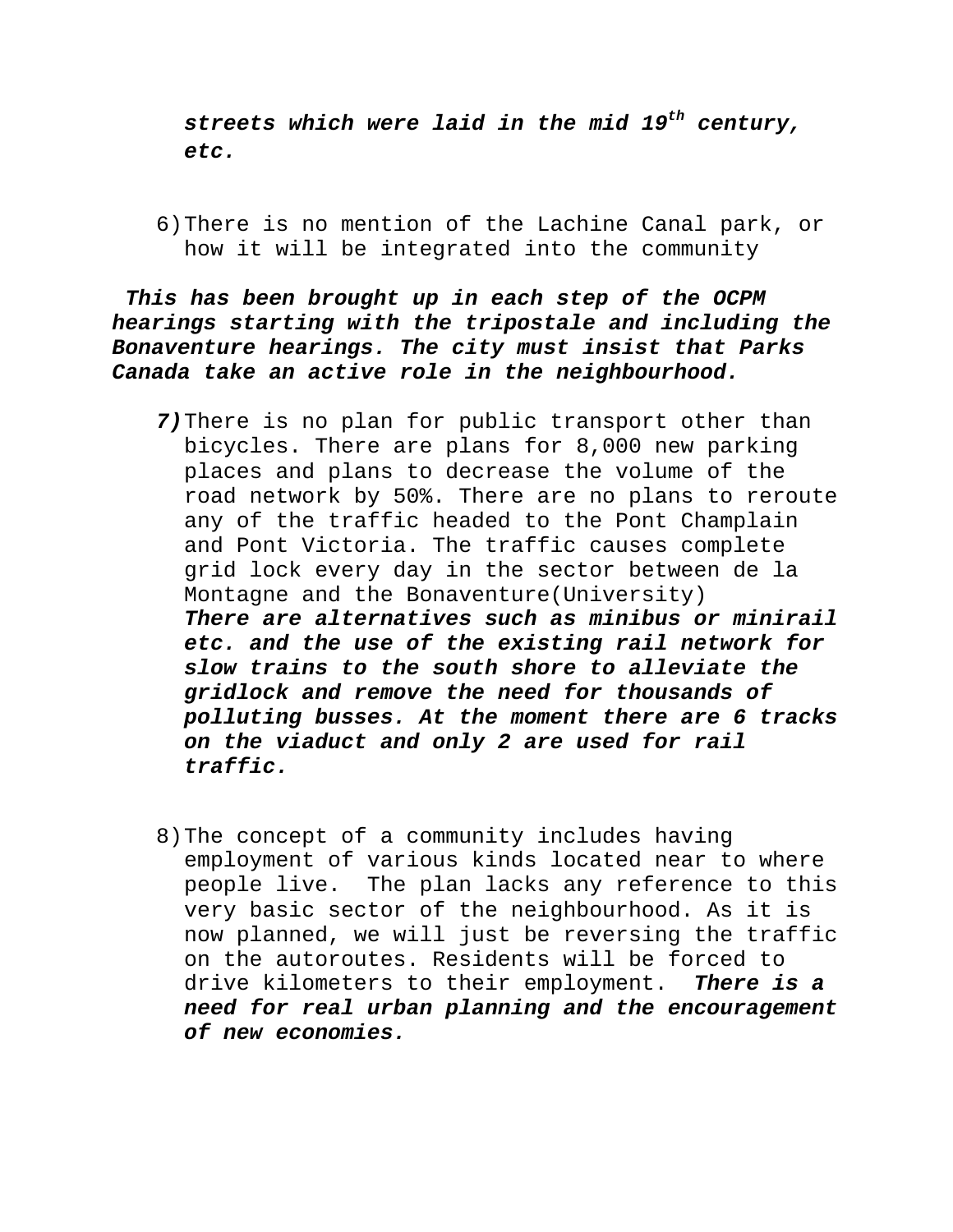***streets which were laid in the mid 19th century, etc.***

6) There is no mention of the Lachine Canal park, or how it will be integrated into the community

***This has been brought up in each step of the OCPM hearings starting with the tripostale and including the Bonaventure hearings. The city must insist that Parks Canada take an active role in the neighbourhood.***

***7)*** There is no plan for public transport other than bicycles. There are plans for 8,000 new parking places and plans to decrease the volume of the road network by 50%. There are no plans to reroute any of the traffic headed to the Pont Champlain and Pont Victoria. The traffic causes complete grid lock every day in the sector between de la Montagne and the Bonaventure(University) ***There are alternatives such as minibus or minirail etc. and the use of the existing rail network for slow trains to the south shore to alleviate the gridlock and remove the need for thousands of polluting busses. At the moment there are 6 tracks on the viaduct and only 2 are used for rail traffic.***

8) The concept of a community includes having employment of various kinds located near to where people live. The plan lacks any reference to this very basic sector of the neighbourhood. As it is now planned, we will just be reversing the traffic on the autoroutes. Residents will be forced to drive kilometers to their employment. ***There is a need for real urban planning and the encouragement of new economies.***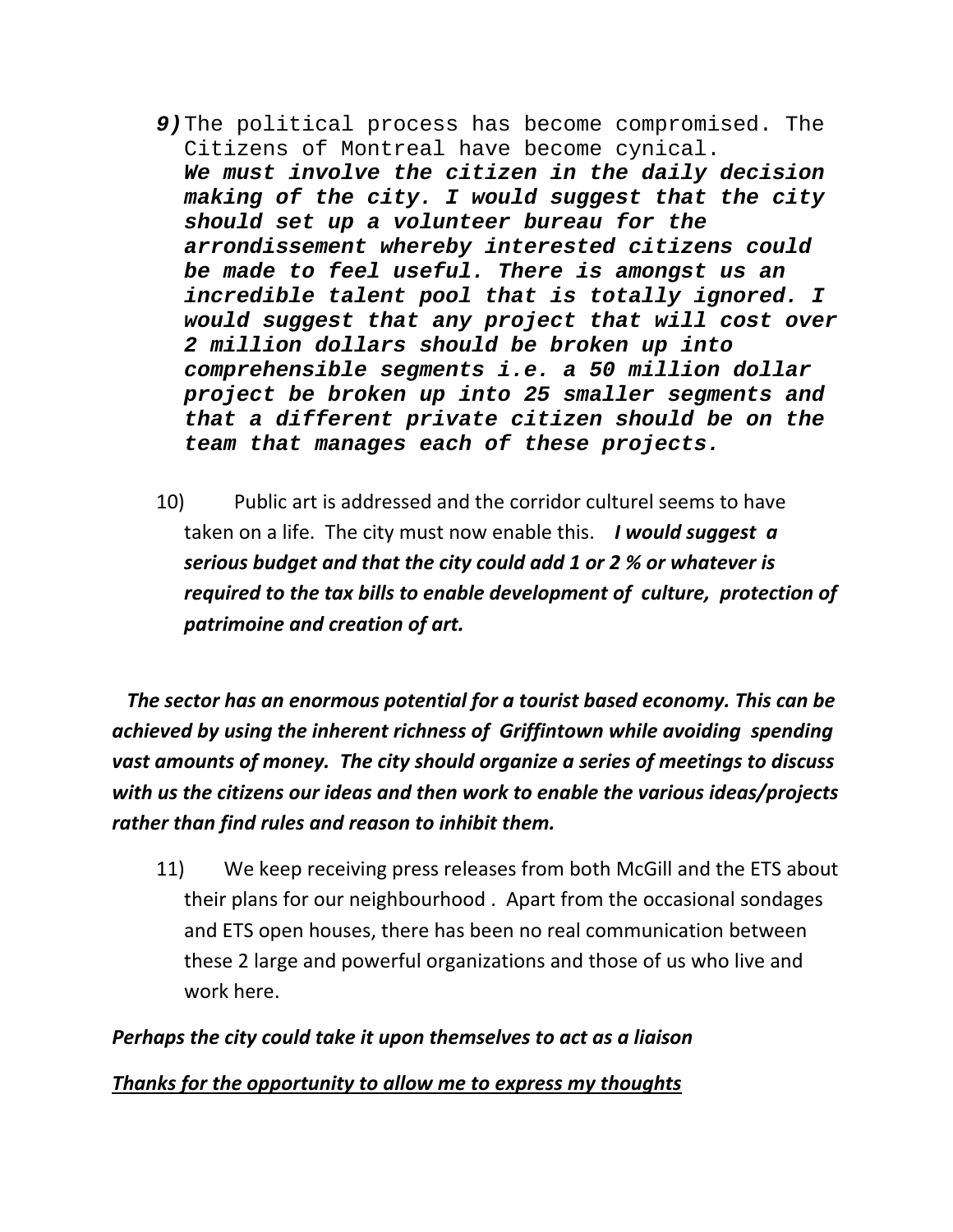9) The political process has become compromised. The Citizens of Montreal have become cynical. ***We must involve the citizen in the daily decision making of the city. I would suggest that the city should set up a volunteer bureau for the arrondissement whereby interested citizens could be made to feel useful. There is amongst us an incredible talent pool that is totally ignored. I would suggest that any project that will cost over 2 million dollars should be broken up into comprehensible segments i.e. a 50 million dollar project be broken up into 25 smaller segments and that a different private citizen should be on the team that manages each of these projects.***

10) Public art is addressed and the corridor culturel seems to have taken on a life. The city must now enable this. ***I would suggest a serious budget and that the city could add 1 or 2 % or whatever is required to the tax bills to enable development of culture, protection of patrimoine and creation of art.***

***The sector has an enormous potential for a tourist based economy. This can be achieved by using the inherent richness of Griffintown while avoiding spending vast amounts of money. The city should organize a series of meetings to discuss with us the citizens our ideas and then work to enable the various ideas/projects rather than find rules and reason to inhibit them.***

11) We keep receiving press releases from both McGill and the ETS about their plans for our neighbourhood . Apart from the occasional sondages and ETS open houses, there has been no real communication between these 2 large and powerful organizations and those of us who live and work here.

***Perhaps the city could take it upon themselves to act as a liaison***

***<u>Thanks for the opportunity to allow me to express my thoughts</u>***